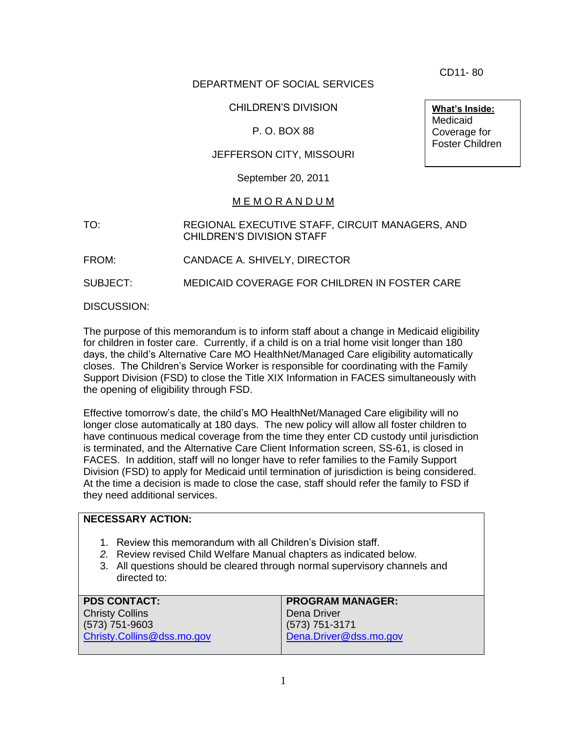CD11- 80

DEPARTMENT OF SOCIAL SERVICES

CHILDREN'S DIVISION

P. O. BOX 88

JEFFERSON CITY, MISSOURI

September 20, 2011

**What's Inside:**
Medicaid Coverage for Foster Children

M E M O R A N D U M

TO: REGIONAL EXECUTIVE STAFF, CIRCUIT MANAGERS, AND CHILDREN'S DIVISION STAFF

FROM: CANDACE A. SHIVELY, DIRECTOR

SUBJECT: MEDICAID COVERAGE FOR CHILDREN IN FOSTER CARE

DISCUSSION:

The purpose of this memorandum is to inform staff about a change in Medicaid eligibility for children in foster care. Currently, if a child is on a trial home visit longer than 180 days, the child's Alternative Care MO HealthNet/Managed Care eligibility automatically closes. The Children's Service Worker is responsible for coordinating with the Family Support Division (FSD) to close the Title XIX Information in FACES simultaneously with the opening of eligibility through FSD.

Effective tomorrow's date, the child's MO HealthNet/Managed Care eligibility will no longer close automatically at 180 days. The new policy will allow all foster children to have continuous medical coverage from the time they enter CD custody until jurisdiction is terminated, and the Alternative Care Client Information screen, SS-61, is closed in FACES. In addition, staff will no longer have to refer families to the Family Support Division (FSD) to apply for Medicaid until termination of jurisdiction is being considered. At the time a decision is made to close the case, staff should refer the family to FSD if they need additional services.

**NECESSARY ACTION:**

1. Review this memorandum with all Children's Division staff.
2. Review revised Child Welfare Manual chapters as indicated below.
3. All questions should be cleared through normal supervisory channels and directed to:

| PDS CONTACT: | PROGRAM MANAGER: |
|---|---|
| Christy Collins<br>(573) 751-9603<br>Christy.Collins@dss.mo.gov | Dena Driver<br>(573) 751-3171<br>Dena.Driver@dss.mo.gov |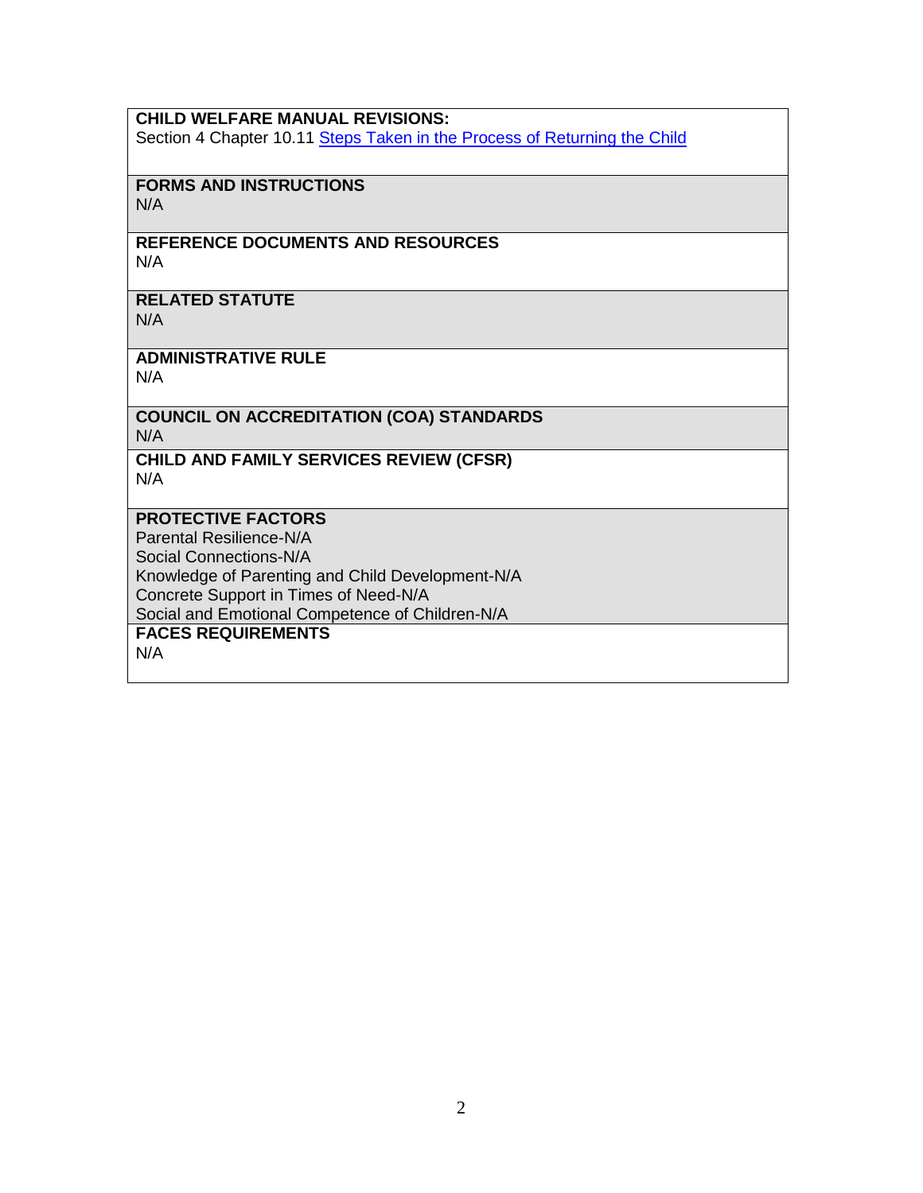**CHILD WELFARE MANUAL REVISIONS:**
Section 4 Chapter 10.11 [Steps Taken in the Process of Returning the Child]

**FORMS AND INSTRUCTIONS**
N/A

**REFERENCE DOCUMENTS AND RESOURCES**
N/A

**RELATED STATUTE**
N/A

**ADMINISTRATIVE RULE**
N/A

**COUNCIL ON ACCREDITATION (COA) STANDARDS**
N/A

**CHILD AND FAMILY SERVICES REVIEW (CFSR)**
N/A

**PROTECTIVE FACTORS**
Parental Resilience-N/A
Social Connections-N/A
Knowledge of Parenting and Child Development-N/A
Concrete Support in Times of Need-N/A
Social and Emotional Competence of Children-N/A

**FACES REQUIREMENTS**
N/A